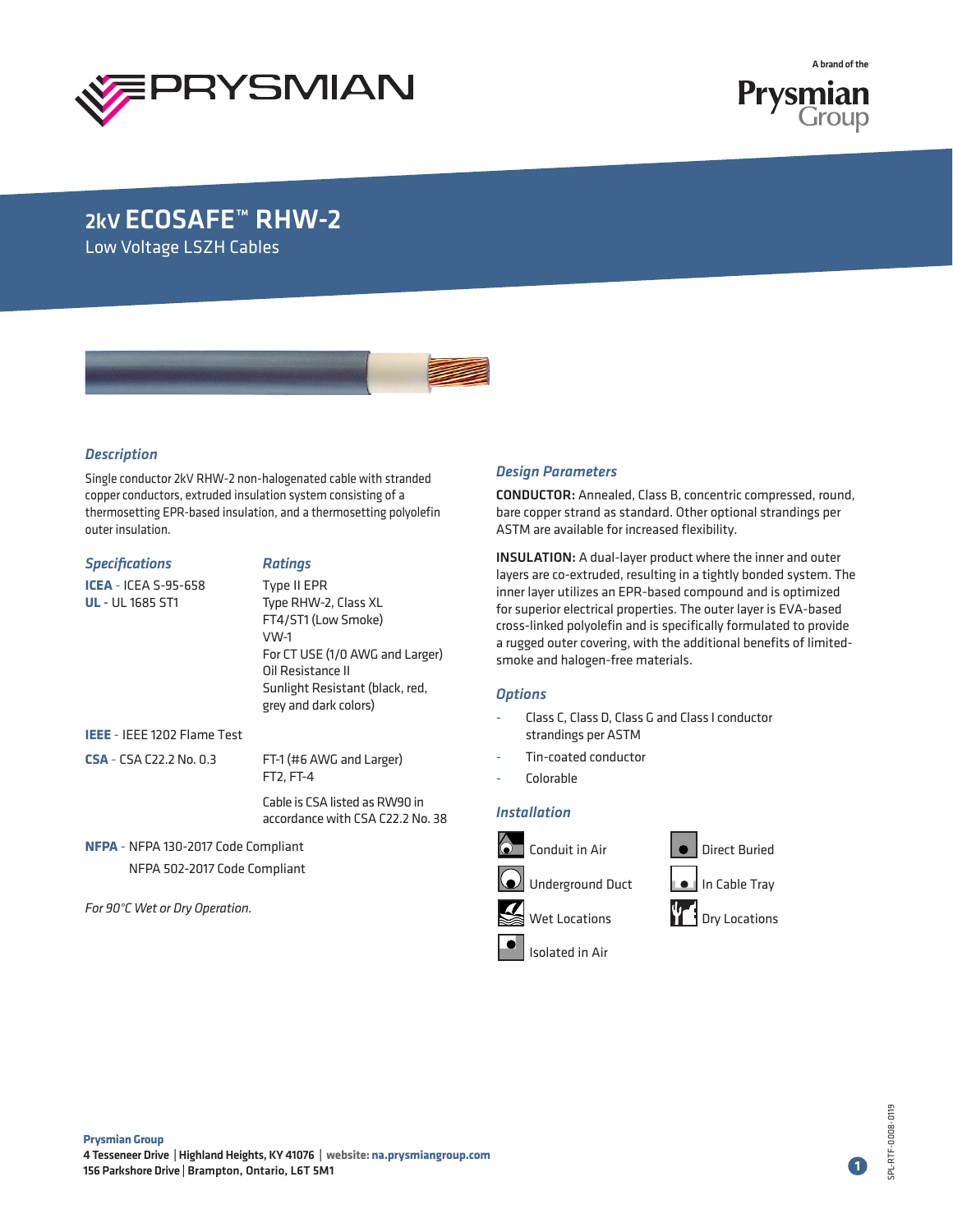# 2kV ECOSAFE™ RHW-2

Low Voltage LSZH Cables

## Description

Single conductor 2kV RHW-2 non-halogenated cable with stranded copper conductors, extruded insulation system consisting of a thermosetting EPR-based insulation, and a thermosetting polyolefin outer insulation.

| Specifications | Ratings |
| --- | --- |
| **ICEA** - ICEA S-95-658<br>**UL** - UL 1685 ST1 | Type II EPR<br>Type RHW-2, Class XL<br>FT4/ST1 (Low Smoke)<br>VW-1<br>For CT USE (1/0 AWG and Larger)<br>Oil Resistance II<br>Sunlight Resistant (black, red, grey and dark colors) |
| **IEEE** - IEEE 1202 Flame Test | |
| **CSA** - CSA C22.2 No. 0.3 | FT-1 (#6 AWG and Larger)<br>FT2, FT-4<br>Cable is CSA listed as RW90 in accordance with CSA C22.2 No. 38 |
| **NFPA** - NFPA 130-2017 Code Compliant<br>NFPA 502-2017 Code Compliant | |

*For 90°C Wet or Dry Operation.*

## Design Parameters

**CONDUCTOR:** Annealed, Class B, concentric compressed, round, bare copper strand as standard. Other optional strandings per ASTM are available for increased flexibility.

**INSULATION:** A dual-layer product where the inner and outer layers are co-extruded, resulting in a tightly bonded system. The inner layer utilizes an EPR-based compound and is optimized for superior electrical properties. The outer layer is EVA-based cross-linked polyolefin and is specifically formulated to provide a rugged outer covering, with the additional benefits of limited-smoke and halogen-free materials.

## Options

- Class C, Class D, Class G and Class I conductor strandings per ASTM
- Tin-coated conductor
- Colorable

## Installation

- Conduit in Air
- Direct Buried
- Underground Duct
- In Cable Tray
- Wet Locations
- Dry Locations
- Isolated in Air

**Prysmian Group**
4 Tesseneer Drive | Highland Heights, KY 41076 | website: na.prysmiangroup.com
156 Parkshore Drive | Brampton, Ontario, L6T 5M1

SPL-RTF-0008-0119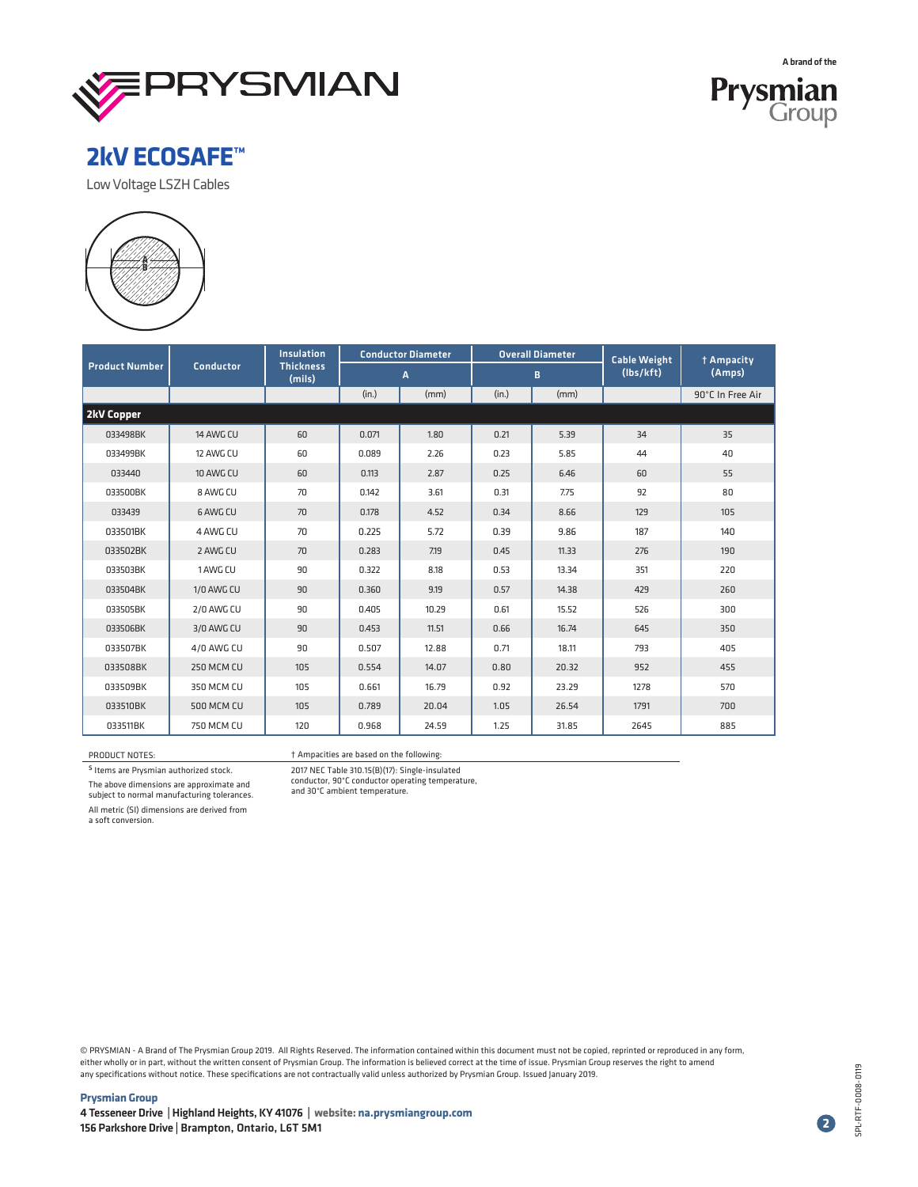A brand of the Prysmian Group

# 2kV ECOSAFE™

Low Voltage LSZH Cables

| Product Number | Conductor | Insulation Thickness (mils) | Conductor Diameter A | | Overall Diameter B | | Cable Weight (lbs/kft) | † Ampacity (Amps) |
|---|---|---|---|---|---|---|---|---|
| | | | (in.) | (mm) | (in.) | (mm) | | 90°C In Free Air |
| **2kV Copper** | | | | | | | | |
| 033498BK | 14 AWG CU | 60 | 0.071 | 1.80 | 0.21 | 5.39 | 34 | 35 |
| 033499BK | 12 AWG CU | 60 | 0.089 | 2.26 | 0.23 | 5.85 | 44 | 40 |
| 033440 | 10 AWG CU | 60 | 0.113 | 2.87 | 0.25 | 6.46 | 60 | 55 |
| 033500BK | 8 AWG CU | 70 | 0.142 | 3.61 | 0.31 | 7.75 | 92 | 80 |
| 033439 | 6 AWG CU | 70 | 0.178 | 4.52 | 0.34 | 8.66 | 129 | 105 |
| 033501BK | 4 AWG CU | 70 | 0.225 | 5.72 | 0.39 | 9.86 | 187 | 140 |
| 033502BK | 2 AWG CU | 70 | 0.283 | 7.19 | 0.45 | 11.33 | 276 | 190 |
| 033503BK | 1 AWG CU | 90 | 0.322 | 8.18 | 0.53 | 13.34 | 351 | 220 |
| 033504BK | 1/0 AWG CU | 90 | 0.360 | 9.19 | 0.57 | 14.38 | 429 | 260 |
| 033505BK | 2/0 AWG CU | 90 | 0.405 | 10.29 | 0.61 | 15.52 | 526 | 300 |
| 033506BK | 3/0 AWG CU | 90 | 0.453 | 11.51 | 0.66 | 16.74 | 645 | 350 |
| 033507BK | 4/0 AWG CU | 90 | 0.507 | 12.88 | 0.71 | 18.11 | 793 | 405 |
| 033508BK | 250 MCM CU | 105 | 0.554 | 14.07 | 0.80 | 20.32 | 952 | 455 |
| 033509BK | 350 MCM CU | 105 | 0.661 | 16.79 | 0.92 | 23.29 | 1278 | 570 |
| 033510BK | 500 MCM CU | 105 | 0.789 | 20.04 | 1.05 | 26.54 | 1791 | 700 |
| 033511BK | 750 MCM CU | 120 | 0.968 | 24.59 | 1.25 | 31.85 | 2645 | 885 |

PRODUCT NOTES:

[S] Items are Prysmian authorized stock.

The above dimensions are approximate and subject to normal manufacturing tolerances.

All metric (SI) dimensions are derived from a soft conversion.

† Ampacities are based on the following:

2017 NEC Table 310.15(B)(17): Single-insulated conductor, 90°C conductor operating temperature, and 30°C ambient temperature.

© PRYSMIAN - A Brand of The Prysmian Group 2019. All Rights Reserved. The information contained within this document must not be copied, reprinted or reproduced in any form, either wholly or in part, without the written consent of Prysmian Group. The information is believed correct at the time of issue. Prysmian Group reserves the right to amend any specifications without notice. These specifications are not contractually valid unless authorized by Prysmian Group. Issued January 2019.

**Prysmian Group**
**4 Tesseneer Drive | Highland Heights, KY 41076 | website: na.prysmiangroup.com**
**156 Parkshore Drive | Brampton, Ontario, L6T 5M1**

SPL-RTF-0008-0119